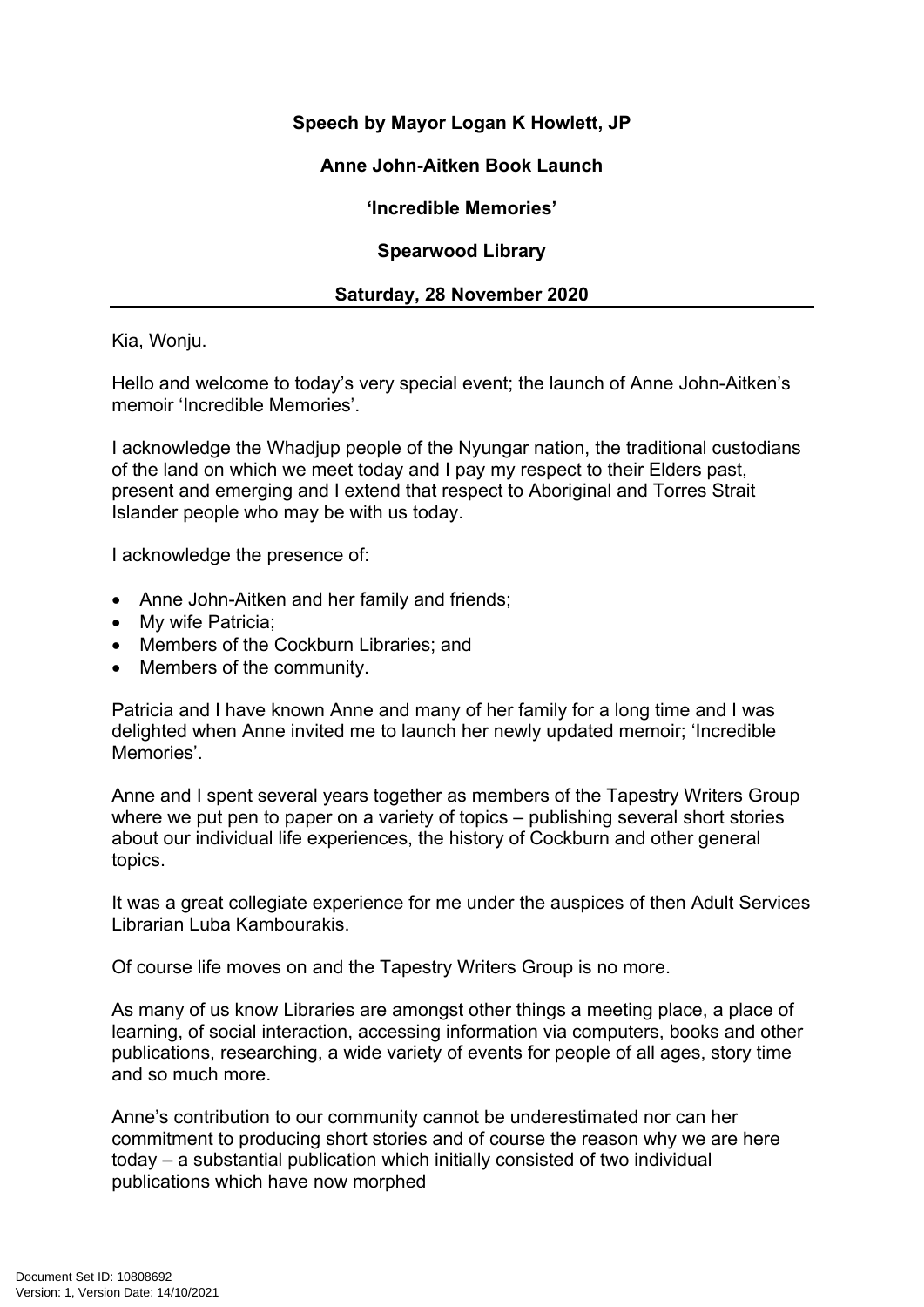**Speech by Mayor Logan K Howlett, JP**

**Anne John-Aitken Book Launch**

**'Incredible Memories'**

**Spearwood Library**

**Saturday, 28 November 2020**

---

Kia, Wonju.

Hello and welcome to today's very special event; the launch of Anne John-Aitken's memoir 'Incredible Memories'.

I acknowledge the Whadjup people of the Nyungar nation, the traditional custodians of the land on which we meet today and I pay my respect to their Elders past, present and emerging and I extend that respect to Aboriginal and Torres Strait Islander people who may be with us today.

I acknowledge the presence of:

- Anne John-Aitken and her family and friends;
- My wife Patricia;
- Members of the Cockburn Libraries; and
- Members of the community.

Patricia and I have known Anne and many of her family for a long time and I was delighted when Anne invited me to launch her newly updated memoir; 'Incredible Memories'.

Anne and I spent several years together as members of the Tapestry Writers Group where we put pen to paper on a variety of topics – publishing several short stories about our individual life experiences, the history of Cockburn and other general topics.

It was a great collegiate experience for me under the auspices of then Adult Services Librarian Luba Kambourakis.

Of course life moves on and the Tapestry Writers Group is no more.

As many of us know Libraries are amongst other things a meeting place, a place of learning, of social interaction, accessing information via computers, books and other publications, researching, a wide variety of events for people of all ages, story time and so much more.

Anne's contribution to our community cannot be underestimated nor can her commitment to producing short stories and of course the reason why we are here today – a substantial publication which initially consisted of two individual publications which have now morphed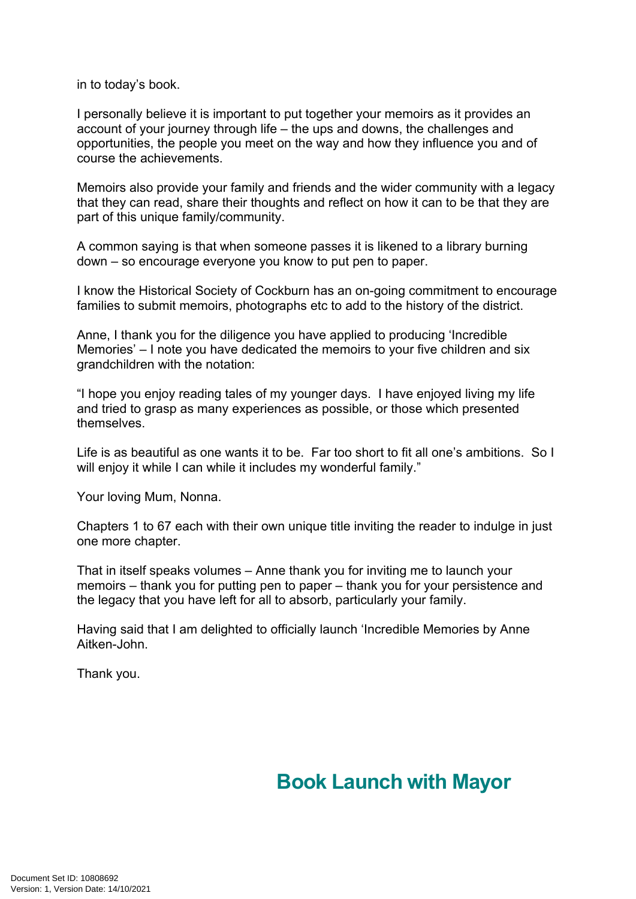in to today's book.

I personally believe it is important to put together your memoirs as it provides an account of your journey through life – the ups and downs, the challenges and opportunities, the people you meet on the way and how they influence you and of course the achievements.

Memoirs also provide your family and friends and the wider community with a legacy that they can read, share their thoughts and reflect on how it can to be that they are part of this unique family/community.

A common saying is that when someone passes it is likened to a library burning down – so encourage everyone you know to put pen to paper.

I know the Historical Society of Cockburn has an on-going commitment to encourage families to submit memoirs, photographs etc to add to the history of the district.

Anne, I thank you for the diligence you have applied to producing 'Incredible Memories' – I note you have dedicated the memoirs to your five children and six grandchildren with the notation:

"I hope you enjoy reading tales of my younger days. I have enjoyed living my life and tried to grasp as many experiences as possible, or those which presented themselves.

Life is as beautiful as one wants it to be. Far too short to fit all one's ambitions. So I will enjoy it while I can while it includes my wonderful family."

Your loving Mum, Nonna.

Chapters 1 to 67 each with their own unique title inviting the reader to indulge in just one more chapter.

That in itself speaks volumes – Anne thank you for inviting me to launch your memoirs – thank you for putting pen to paper – thank you for your persistence and the legacy that you have left for all to absorb, particularly your family.

Having said that I am delighted to officially launch 'Incredible Memories by Anne Aitken-John.

Thank you.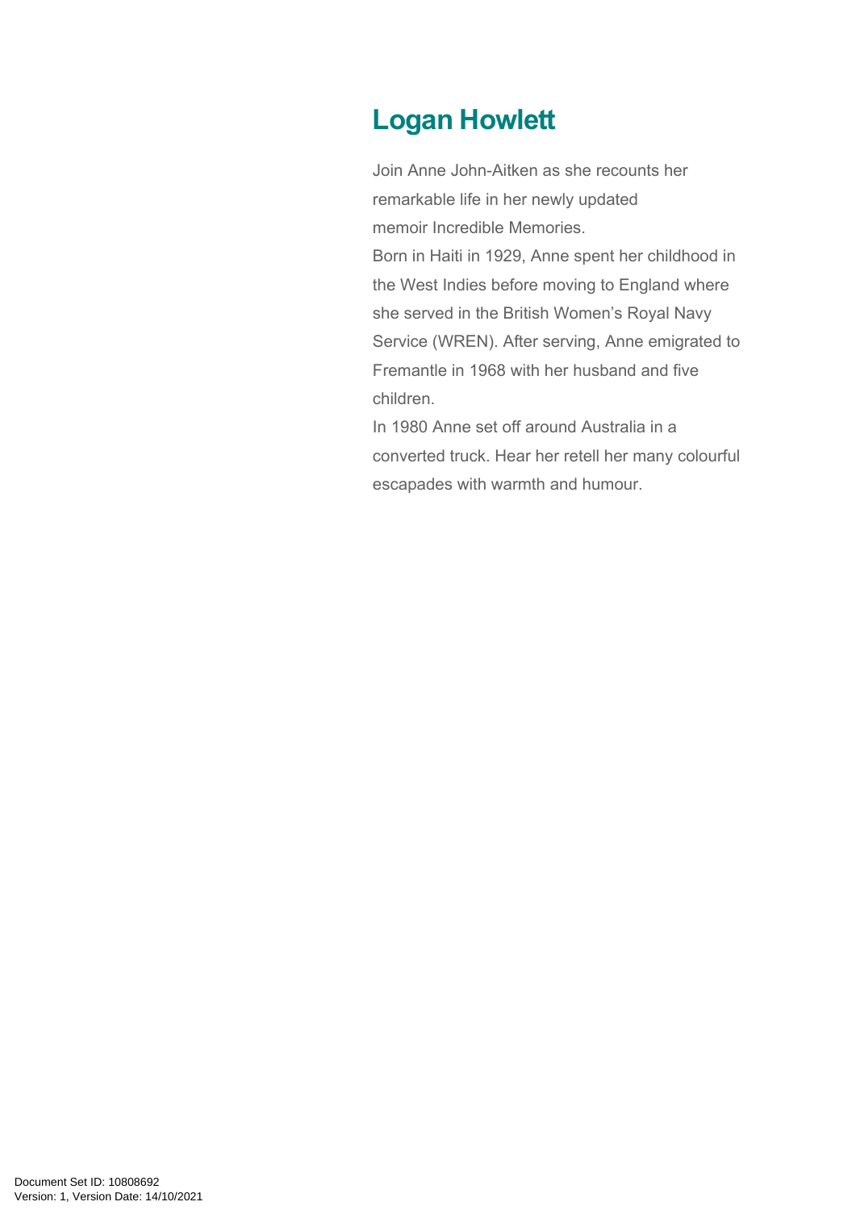## Logan Howlett

Join Anne John-Aitken as she recounts her remarkable life in her newly updated memoir Incredible Memories.

Born in Haiti in 1929, Anne spent her childhood in the West Indies before moving to England where she served in the British Women's Royal Navy Service (WREN). After serving, Anne emigrated to Fremantle in 1968 with her husband and five children.

In 1980 Anne set off around Australia in a converted truck. Hear her retell her many colourful escapades with warmth and humour.